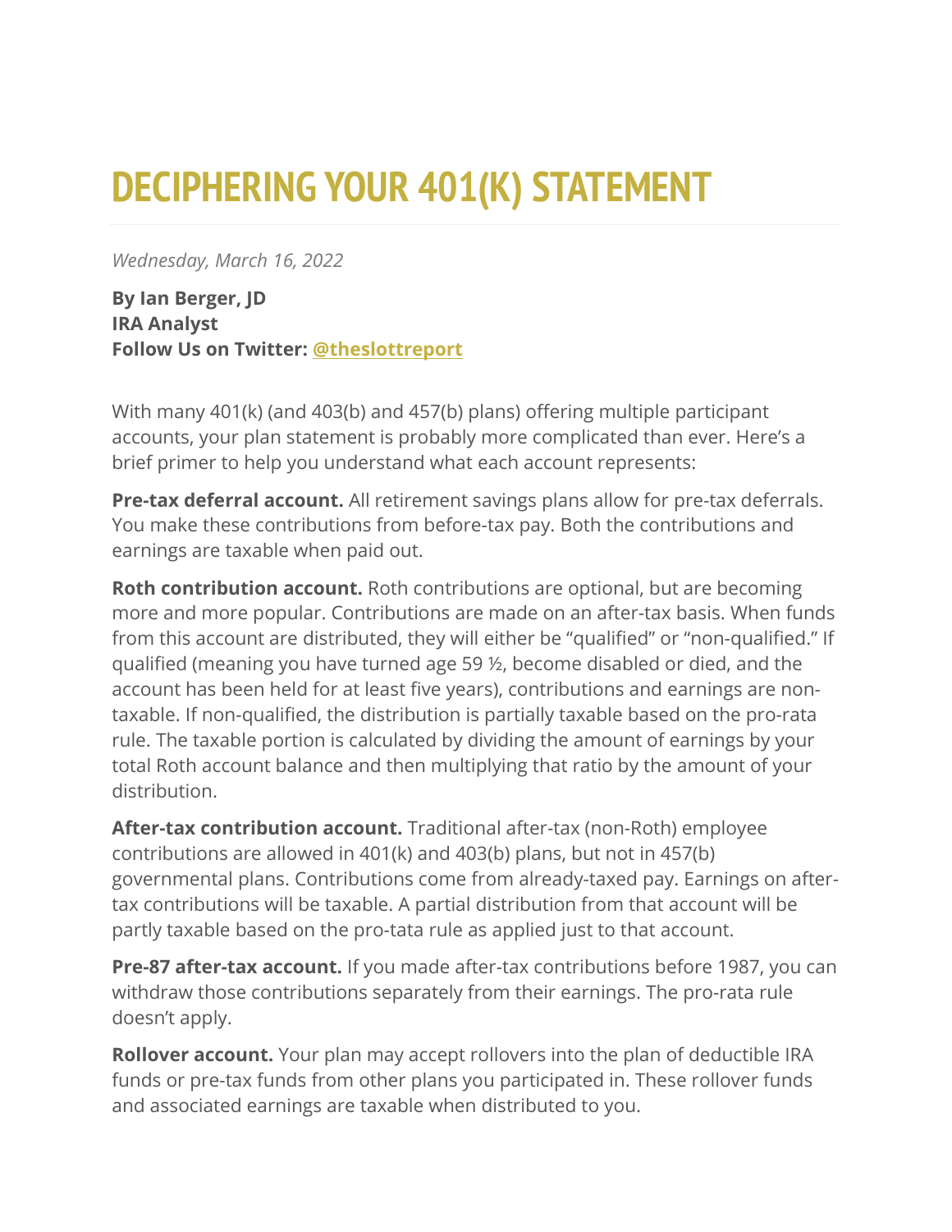# DECIPHERING YOUR 401(K) STATEMENT

*Wednesday, March 16, 2022*

**By Ian Berger, JD**
**IRA Analyst**
**Follow Us on Twitter: @theslottreport**

With many 401(k) (and 403(b) and 457(b) plans) offering multiple participant accounts, your plan statement is probably more complicated than ever. Here's a brief primer to help you understand what each account represents:

**Pre-tax deferral account.** All retirement savings plans allow for pre-tax deferrals. You make these contributions from before-tax pay. Both the contributions and earnings are taxable when paid out.

**Roth contribution account.** Roth contributions are optional, but are becoming more and more popular. Contributions are made on an after-tax basis. When funds from this account are distributed, they will either be "qualified" or "non-qualified." If qualified (meaning you have turned age 59 ½, become disabled or died, and the account has been held for at least five years), contributions and earnings are non-taxable. If non-qualified, the distribution is partially taxable based on the pro-rata rule. The taxable portion is calculated by dividing the amount of earnings by your total Roth account balance and then multiplying that ratio by the amount of your distribution.

**After-tax contribution account.** Traditional after-tax (non-Roth) employee contributions are allowed in 401(k) and 403(b) plans, but not in 457(b) governmental plans. Contributions come from already-taxed pay. Earnings on after-tax contributions will be taxable. A partial distribution from that account will be partly taxable based on the pro-tata rule as applied just to that account.

**Pre-87 after-tax account.** If you made after-tax contributions before 1987, you can withdraw those contributions separately from their earnings. The pro-rata rule doesn't apply.

**Rollover account.** Your plan may accept rollovers into the plan of deductible IRA funds or pre-tax funds from other plans you participated in. These rollover funds and associated earnings are taxable when distributed to you.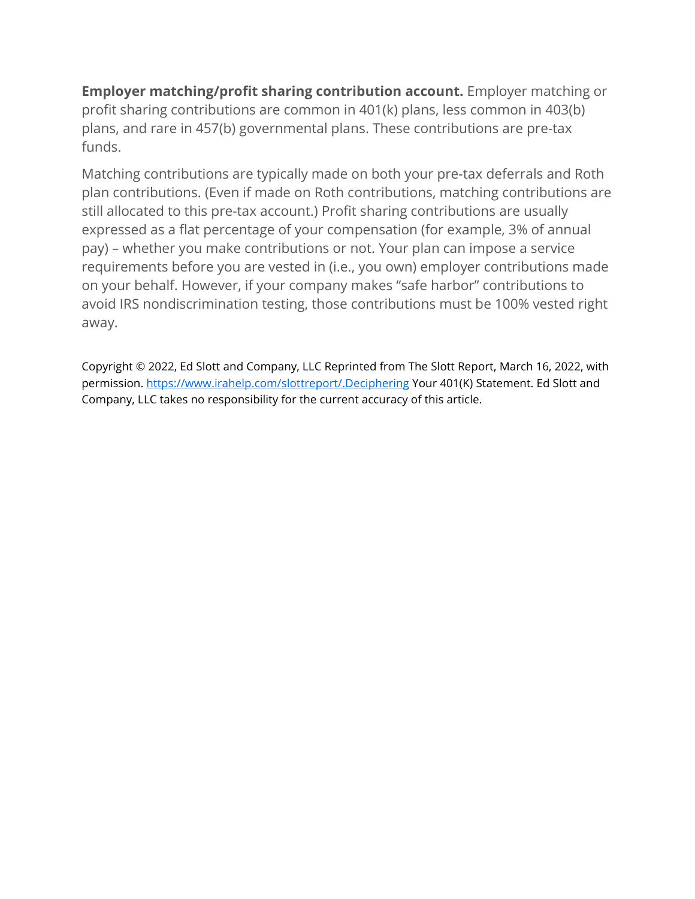**Employer matching/profit sharing contribution account.** Employer matching or profit sharing contributions are common in 401(k) plans, less common in 403(b) plans, and rare in 457(b) governmental plans. These contributions are pre-tax funds.

Matching contributions are typically made on both your pre-tax deferrals and Roth plan contributions. (Even if made on Roth contributions, matching contributions are still allocated to this pre-tax account.) Profit sharing contributions are usually expressed as a flat percentage of your compensation (for example, 3% of annual pay) – whether you make contributions or not. Your plan can impose a service requirements before you are vested in (i.e., you own) employer contributions made on your behalf. However, if your company makes "safe harbor" contributions to avoid IRS nondiscrimination testing, those contributions must be 100% vested right away.

Copyright © 2022, Ed Slott and Company, LLC Reprinted from The Slott Report, March 16, 2022, with permission. [https://www.irahelp.com/slottreport/.Deciphering](https://www.irahelp.com/slottreport/.Deciphering) Your 401(K) Statement. Ed Slott and Company, LLC takes no responsibility for the current accuracy of this article.